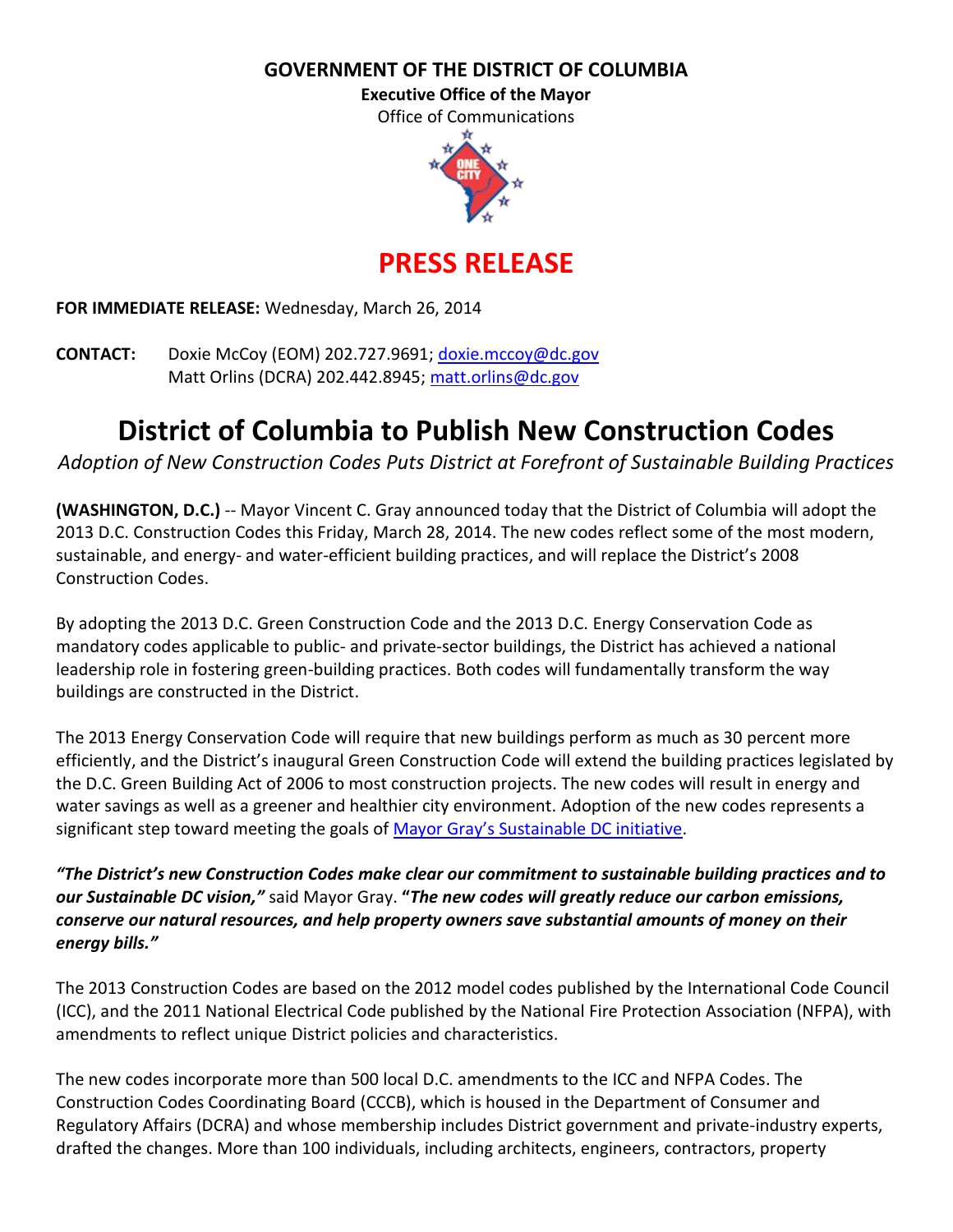**GOVERNMENT OF THE DISTRICT OF COLUMBIA**

**Executive Office of the Mayor**

Office of Communications

# PRESS RELEASE

**FOR IMMEDIATE RELEASE:** Wednesday, March 26, 2014

**CONTACT:** Doxie McCoy (EOM) 202.727.9691; doxie.mccoy@dc.gov
Matt Orlins (DCRA) 202.442.8945; matt.orlins@dc.gov

# District of Columbia to Publish New Construction Codes

*Adoption of New Construction Codes Puts District at Forefront of Sustainable Building Practices*

**(WASHINGTON, D.C.)** -- Mayor Vincent C. Gray announced today that the District of Columbia will adopt the 2013 D.C. Construction Codes this Friday, March 28, 2014. The new codes reflect some of the most modern, sustainable, and energy- and water-efficient building practices, and will replace the District's 2008 Construction Codes.

By adopting the 2013 D.C. Green Construction Code and the 2013 D.C. Energy Conservation Code as mandatory codes applicable to public- and private-sector buildings, the District has achieved a national leadership role in fostering green-building practices. Both codes will fundamentally transform the way buildings are constructed in the District.

The 2013 Energy Conservation Code will require that new buildings perform as much as 30 percent more efficiently, and the District's inaugural Green Construction Code will extend the building practices legislated by the D.C. Green Building Act of 2006 to most construction projects. The new codes will result in energy and water savings as well as a greener and healthier city environment. Adoption of the new codes represents a significant step toward meeting the goals of Mayor Gray's Sustainable DC initiative.

***"The District's new Construction Codes make clear our commitment to sustainable building practices and to our Sustainable DC vision,"*** said Mayor Gray. **"*The new codes will greatly reduce our carbon emissions, conserve our natural resources, and help property owners save substantial amounts of money on their energy bills."***

The 2013 Construction Codes are based on the 2012 model codes published by the International Code Council (ICC), and the 2011 National Electrical Code published by the National Fire Protection Association (NFPA), with amendments to reflect unique District policies and characteristics.

The new codes incorporate more than 500 local D.C. amendments to the ICC and NFPA Codes. The Construction Codes Coordinating Board (CCCB), which is housed in the Department of Consumer and Regulatory Affairs (DCRA) and whose membership includes District government and private-industry experts, drafted the changes. More than 100 individuals, including architects, engineers, contractors, property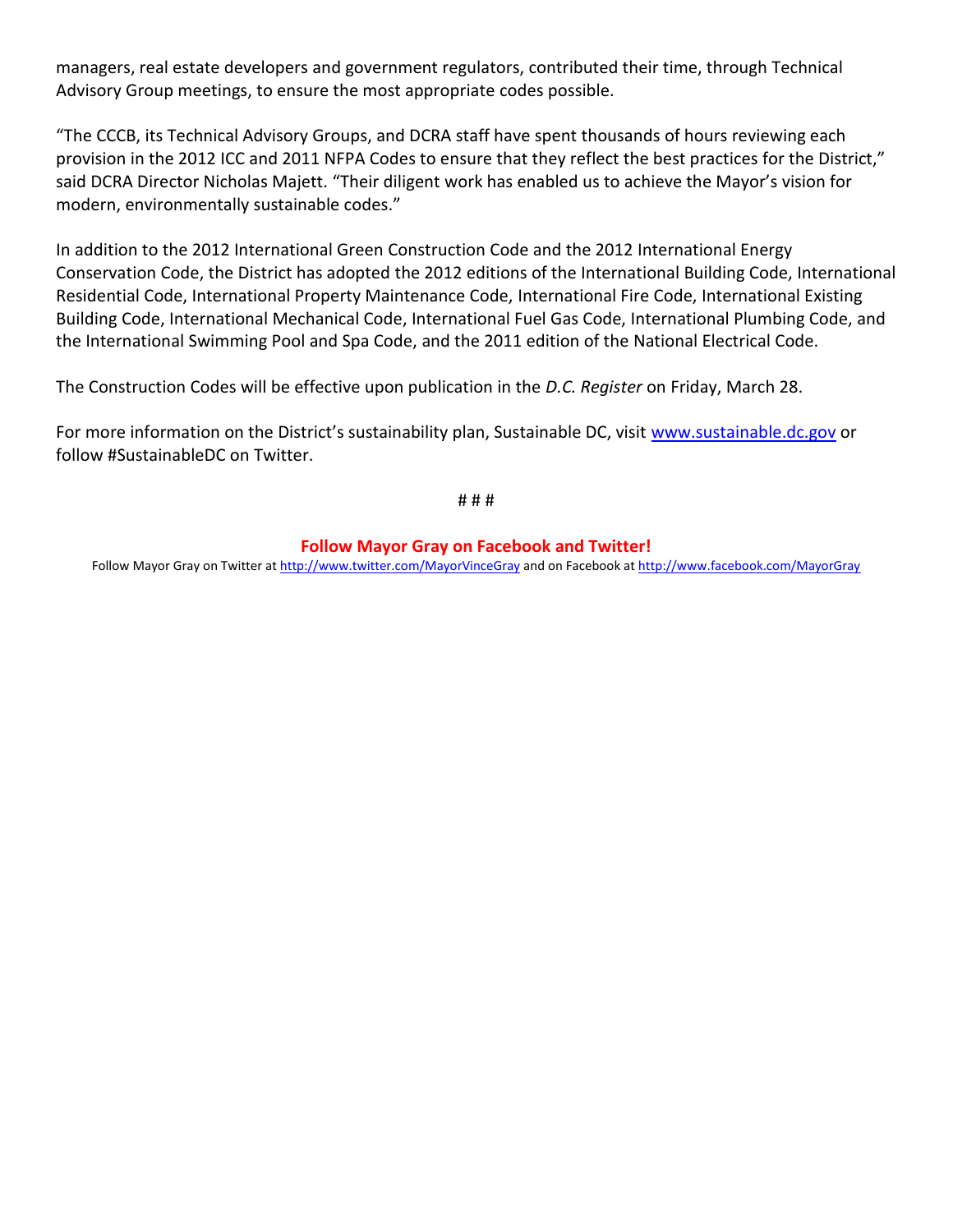managers, real estate developers and government regulators, contributed their time, through Technical Advisory Group meetings, to ensure the most appropriate codes possible.

"The CCCB, its Technical Advisory Groups, and DCRA staff have spent thousands of hours reviewing each provision in the 2012 ICC and 2011 NFPA Codes to ensure that they reflect the best practices for the District," said DCRA Director Nicholas Majett. "Their diligent work has enabled us to achieve the Mayor's vision for modern, environmentally sustainable codes."

In addition to the 2012 International Green Construction Code and the 2012 International Energy Conservation Code, the District has adopted the 2012 editions of the International Building Code, International Residential Code, International Property Maintenance Code, International Fire Code, International Existing Building Code, International Mechanical Code, International Fuel Gas Code, International Plumbing Code, and the International Swimming Pool and Spa Code, and the 2011 edition of the National Electrical Code.

The Construction Codes will be effective upon publication in the *D.C. Register* on Friday, March 28.

For more information on the District's sustainability plan, Sustainable DC, visit [www.sustainable.dc.gov](http://www.sustainable.dc.gov) or follow #SustainableDC on Twitter.

# # #

**Follow Mayor Gray on Facebook and Twitter!**

Follow Mayor Gray on Twitter at [http://www.twitter.com/MayorVinceGray](http://www.twitter.com/MayorVinceGray) and on Facebook at [http://www.facebook.com/MayorGray](http://www.facebook.com/MayorGray)